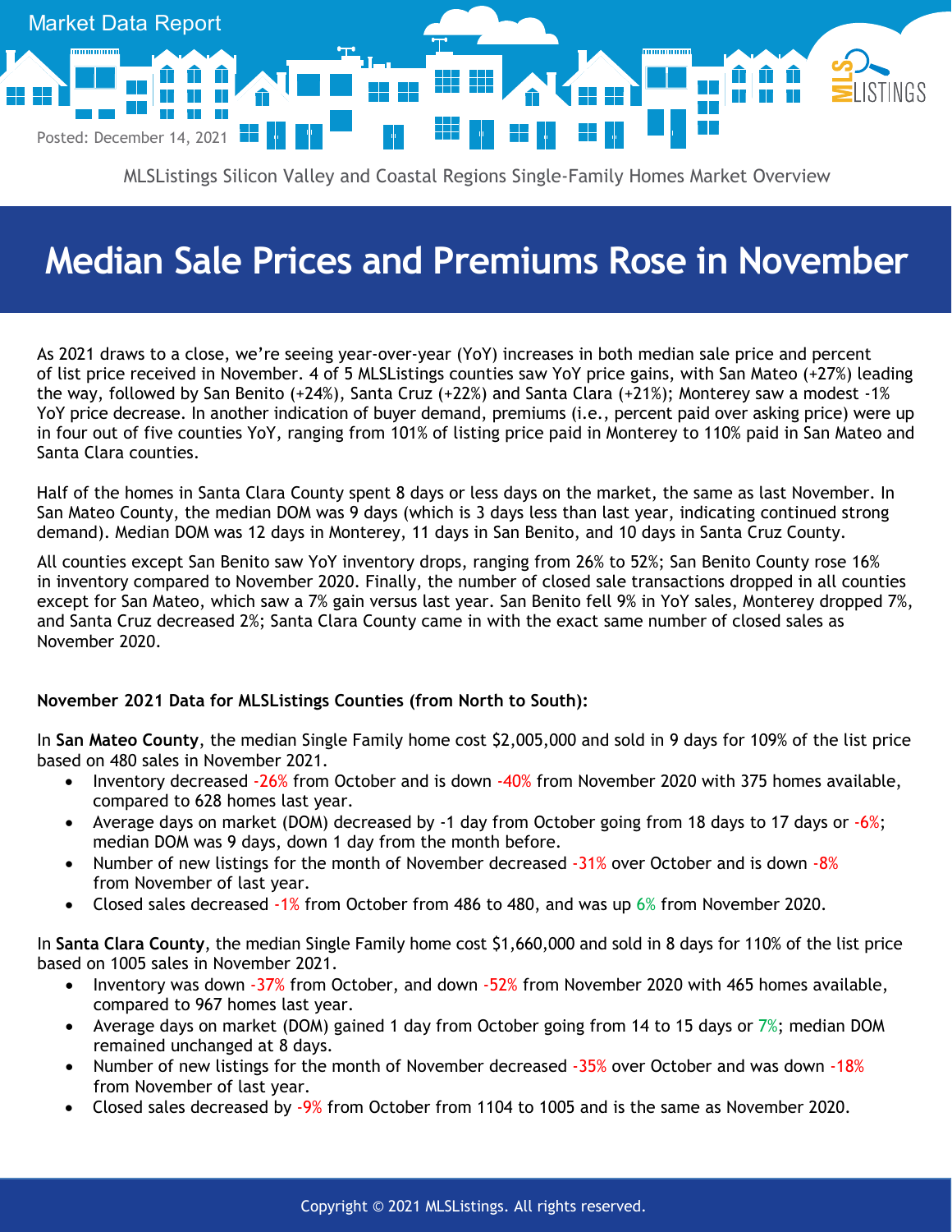Market Data Report

Posted: December 14, 2021

MLSListings Silicon Valley and Coastal Regions Single-Family Homes Market Overview

# Median Sale Prices and Premiums Rose in November

As 2021 draws to a close, we're seeing year-over-year (YoY) increases in both median sale price and percent of list price received in November. 4 of 5 MLSListings counties saw YoY price gains, with San Mateo (+27%) leading the way, followed by San Benito (+24%), Santa Cruz (+22%) and Santa Clara (+21%); Monterey saw a modest -1% YoY price decrease. In another indication of buyer demand, premiums (i.e., percent paid over asking price) were up in four out of five counties YoY, ranging from 101% of listing price paid in Monterey to 110% paid in San Mateo and Santa Clara counties.

Half of the homes in Santa Clara County spent 8 days or less days on the market, the same as last November. In San Mateo County, the median DOM was 9 days (which is 3 days less than last year, indicating continued strong demand). Median DOM was 12 days in Monterey, 11 days in San Benito, and 10 days in Santa Cruz County.

All counties except San Benito saw YoY inventory drops, ranging from 26% to 52%; San Benito County rose 16% in inventory compared to November 2020. Finally, the number of closed sale transactions dropped in all counties except for San Mateo, which saw a 7% gain versus last year. San Benito fell 9% in YoY sales, Monterey dropped 7%, and Santa Cruz decreased 2%; Santa Clara County came in with the exact same number of closed sales as November 2020.

**November 2021 Data for MLSListings Counties (from North to South):**

In **San Mateo County**, the median Single Family home cost $2,005,000 and sold in 9 days for 109% of the list price based on 480 sales in November 2021.

- Inventory decreased -26% from October and is down -40% from November 2020 with 375 homes available, compared to 628 homes last year.
- Average days on market (DOM) decreased by -1 day from October going from 18 days to 17 days or -6%; median DOM was 9 days, down 1 day from the month before.
- Number of new listings for the month of November decreased -31% over October and is down -8% from November of last year.
- Closed sales decreased -1% from October from 486 to 480, and was up 6% from November 2020.

In **Santa Clara County**, the median Single Family home cost $1,660,000 and sold in 8 days for 110% of the list price based on 1005 sales in November 2021.

- Inventory was down -37% from October, and down -52% from November 2020 with 465 homes available, compared to 967 homes last year.
- Average days on market (DOM) gained 1 day from October going from 14 to 15 days or 7%; median DOM remained unchanged at 8 days.
- Number of new listings for the month of November decreased -35% over October and was down -18% from November of last year.
- Closed sales decreased by -9% from October from 1104 to 1005 and is the same as November 2020.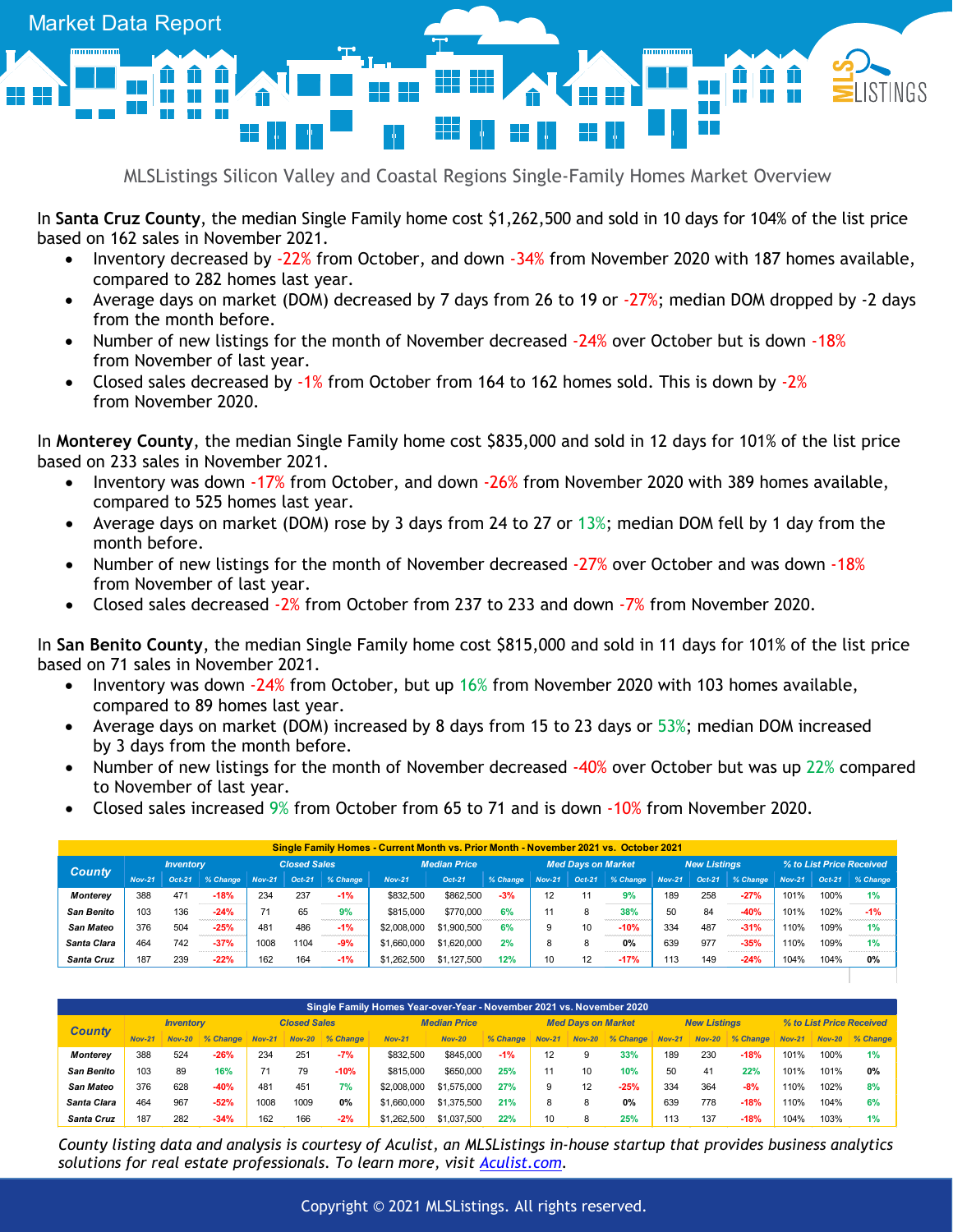# Market Data Report

MLSListings Silicon Valley and Coastal Regions Single-Family Homes Market Overview

In **Santa Cruz County**, the median Single Family home cost $1,262,500 and sold in 10 days for 104% of the list price based on 162 sales in November 2021.

- Inventory decreased by -22% from October, and down -34% from November 2020 with 187 homes available, compared to 282 homes last year.
- Average days on market (DOM) decreased by 7 days from 26 to 19 or -27%; median DOM dropped by -2 days from the month before.
- Number of new listings for the month of November decreased -24% over October but is down -18% from November of last year.
- Closed sales decreased by -1% from October from 164 to 162 homes sold. This is down by -2% from November 2020.

In **Monterey County**, the median Single Family home cost $835,000 and sold in 12 days for 101% of the list price based on 233 sales in November 2021.

- Inventory was down -17% from October, and down -26% from November 2020 with 389 homes available, compared to 525 homes last year.
- Average days on market (DOM) rose by 3 days from 24 to 27 or 13%; median DOM fell by 1 day from the month before.
- Number of new listings for the month of November decreased -27% over October and was down -18% from November of last year.
- Closed sales decreased -2% from October from 237 to 233 and down -7% from November 2020.

In **San Benito County**, the median Single Family home cost $815,000 and sold in 11 days for 101% of the list price based on 71 sales in November 2021.

- Inventory was down -24% from October, but up 16% from November 2020 with 103 homes available, compared to 89 homes last year.
- Average days on market (DOM) increased by 8 days from 15 to 23 days or 53%; median DOM increased by 3 days from the month before.
- Number of new listings for the month of November decreased -40% over October but was up 22% compared to November of last year.
- Closed sales increased 9% from October from 65 to 71 and is down -10% from November 2020.

**Single Family Homes - Current Month vs. Prior Month - November 2021 vs. October 2021**

| County | Inventory | | | Closed Sales | | | Median Price | | | Med Days on Market | | | New Listings | | | % to List Price Received | | |
|---|---|---|---|---|---|---|---|---|---|---|---|---|---|---|---|---|---|---|
| | Nov-21 | Oct-21 | % Change | Nov-21 | Oct-21 | % Change | Nov-21 | Oct-21 | % Change | Nov-21 | Oct-21 | % Change | Nov-21 | Oct-21 | % Change | Nov-21 | Oct-21 | % Change |
| Monterey | 388 | 471 | -18% | 234 | 237 | -1% | $832,500 | $862,500 | -3% | 12 | 11 | 9% | 189 | 258 | -27% | 101% | 100% | 1% |
| San Benito | 103 | 136 | -24% | 71 | 65 | 9% | $815,000 | $770,000 | 6% | 11 | 8 | 38% | 50 | 84 | -40% | 101% | 102% | -1% |
| San Mateo | 376 | 504 | -25% | 481 | 486 | -1% | $2,008,000 | $1,900,500 | 6% | 9 | 10 | -10% | 334 | 487 | -31% | 110% | 109% | 1% |
| Santa Clara | 464 | 742 | -37% | 1008 | 1104 | -9% | $1,660,000 | $1,620,000 | 2% | 8 | 8 | 0% | 639 | 977 | -35% | 110% | 109% | 1% |
| Santa Cruz | 187 | 239 | -22% | 162 | 164 | -1% | $1,262,500 | $1,127,500 | 12% | 10 | 12 | -17% | 113 | 149 | -24% | 104% | 104% | 0% |

**Single Family Homes Year-over-Year - November 2021 vs. November 2020**

| County | Inventory | | | Closed Sales | | | Median Price | | | Med Days on Market | | | New Listings | | | % to List Price Received | | |
|---|---|---|---|---|---|---|---|---|---|---|---|---|---|---|---|---|---|---|
| | Nov-21 | Nov-20 | % Change | Nov-21 | Nov-20 | % Change | Nov-21 | Nov-20 | % Change | Nov-21 | Nov-20 | % Change | Nov-21 | Nov-20 | % Change | Nov-21 | Nov-20 | % Change |
| Monterey | 388 | 524 | -26% | 234 | 251 | -7% | $832,500 | $845,000 | -1% | 12 | 9 | 33% | 189 | 230 | -18% | 101% | 100% | 1% |
| San Benito | 103 | 89 | 16% | 71 | 79 | -10% | $815,000 | $650,000 | 25% | 11 | 10 | 10% | 50 | 41 | 22% | 101% | 101% | 0% |
| San Mateo | 376 | 628 | -40% | 481 | 451 | 7% | $2,008,000 | $1,575,000 | 27% | 9 | 12 | -25% | 334 | 364 | -8% | 110% | 102% | 8% |
| Santa Clara | 464 | 967 | -52% | 1008 | 1009 | 0% | $1,660,000 | $1,375,500 | 21% | 8 | 8 | 0% | 639 | 778 | -18% | 110% | 104% | 6% |
| Santa Cruz | 187 | 282 | -34% | 162 | 166 | -2% | $1,262,500 | $1,037,500 | 22% | 10 | 8 | 25% | 113 | 137 | -18% | 104% | 103% | 1% |

*County listing data and analysis is courtesy of Aculist, an MLSListings in-house startup that provides business analytics solutions for real estate professionals. To learn more, visit [Aculist.com](Aculist.com).*

Copyright © 2021 MLSListings. All rights reserved.